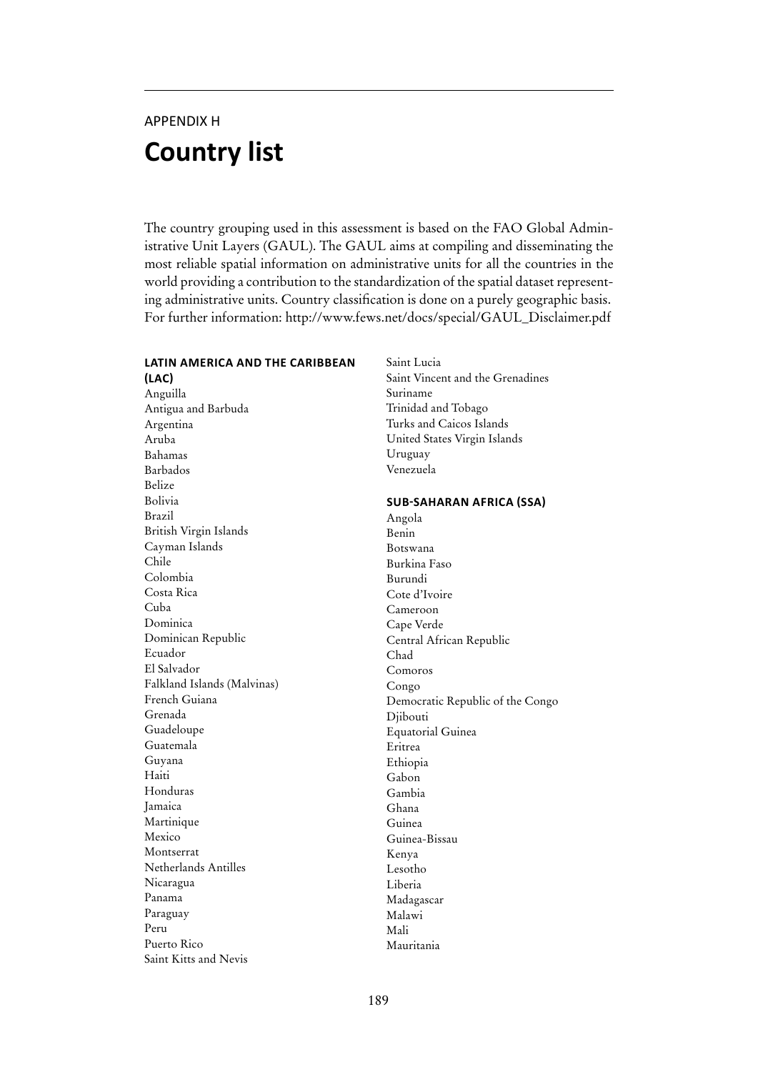APPENDIX H

# Country list

The country grouping used in this assessment is based on the FAO Global Administrative Unit Layers (GAUL). The GAUL aims at compiling and disseminating the most reliable spatial information on administrative units for all the countries in the world providing a contribution to the standardization of the spatial dataset representing administrative units. Country classification is done on a purely geographic basis. For further information: http://www.fews.net/docs/special/GAUL_Disclaimer.pdf

### LATIN AMERICA AND THE CARIBBEAN (LAC)

Anguilla
Antigua and Barbuda
Argentina
Aruba
Bahamas
Barbados
Belize
Bolivia
Brazil
British Virgin Islands
Cayman Islands
Chile
Colombia
Costa Rica
Cuba
Dominica
Dominican Republic
Ecuador
El Salvador
Falkland Islands (Malvinas)
French Guiana
Grenada
Guadeloupe
Guatemala
Guyana
Haiti
Honduras
Jamaica
Martinique
Mexico
Montserrat
Netherlands Antilles
Nicaragua
Panama
Paraguay
Peru
Puerto Rico
Saint Kitts and Nevis
Saint Lucia
Saint Vincent and the Grenadines
Suriname
Trinidad and Tobago
Turks and Caicos Islands
United States Virgin Islands
Uruguay
Venezuela

### SUB-SAHARAN AFRICA (SSA)

Angola
Benin
Botswana
Burkina Faso
Burundi
Cote d'Ivoire
Cameroon
Cape Verde
Central African Republic
Chad
Comoros
Congo
Democratic Republic of the Congo
Djibouti
Equatorial Guinea
Eritrea
Ethiopia
Gabon
Gambia
Ghana
Guinea
Guinea-Bissau
Kenya
Lesotho
Liberia
Madagascar
Malawi
Mali
Mauritania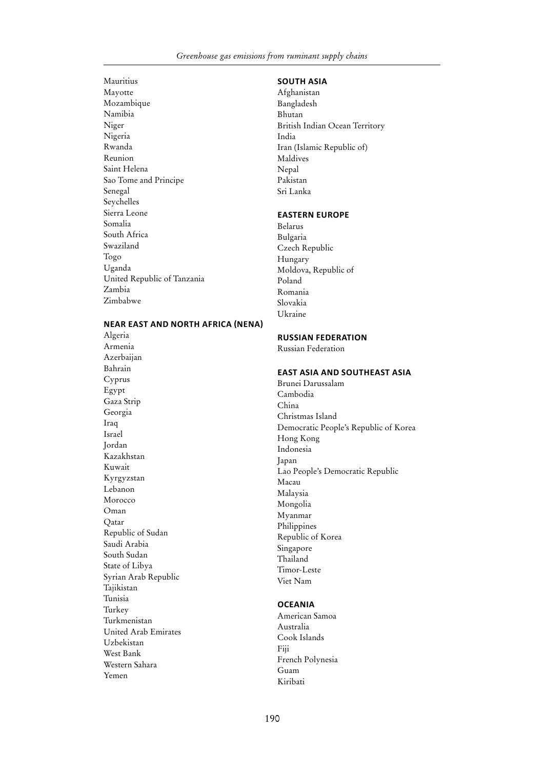Mauritius
Mayotte
Mozambique
Namibia
Niger
Nigeria
Rwanda
Reunion
Saint Helena
Sao Tome and Principe
Senegal
Seychelles
Sierra Leone
Somalia
South Africa
Swaziland
Togo
Uganda
United Republic of Tanzania
Zambia
Zimbabwe

### NEAR EAST AND NORTH AFRICA (NENA)

Algeria
Armenia
Azerbaijan
Bahrain
Cyprus
Egypt
Gaza Strip
Georgia
Iraq
Israel
Jordan
Kazakhstan
Kuwait
Kyrgyzstan
Lebanon
Morocco
Oman
Qatar
Republic of Sudan
Saudi Arabia
South Sudan
State of Libya
Syrian Arab Republic
Tajikistan
Tunisia
Turkey
Turkmenistan
United Arab Emirates
Uzbekistan
West Bank
Western Sahara
Yemen

### SOUTH ASIA

Afghanistan
Bangladesh
Bhutan
British Indian Ocean Territory
India
Iran (Islamic Republic of)
Maldives
Nepal
Pakistan
Sri Lanka

### EASTERN EUROPE

Belarus
Bulgaria
Czech Republic
Hungary
Moldova, Republic of
Poland
Romania
Slovakia
Ukraine

### RUSSIAN FEDERATION

Russian Federation

### EAST ASIA AND SOUTHEAST ASIA

Brunei Darussalam
Cambodia
China
Christmas Island
Democratic People's Republic of Korea
Hong Kong
Indonesia
Japan
Lao People's Democratic Republic
Macau
Malaysia
Mongolia
Myanmar
Philippines
Republic of Korea
Singapore
Thailand
Timor-Leste
Viet Nam

### OCEANIA

American Samoa
Australia
Cook Islands
Fiji
French Polynesia
Guam
Kiribati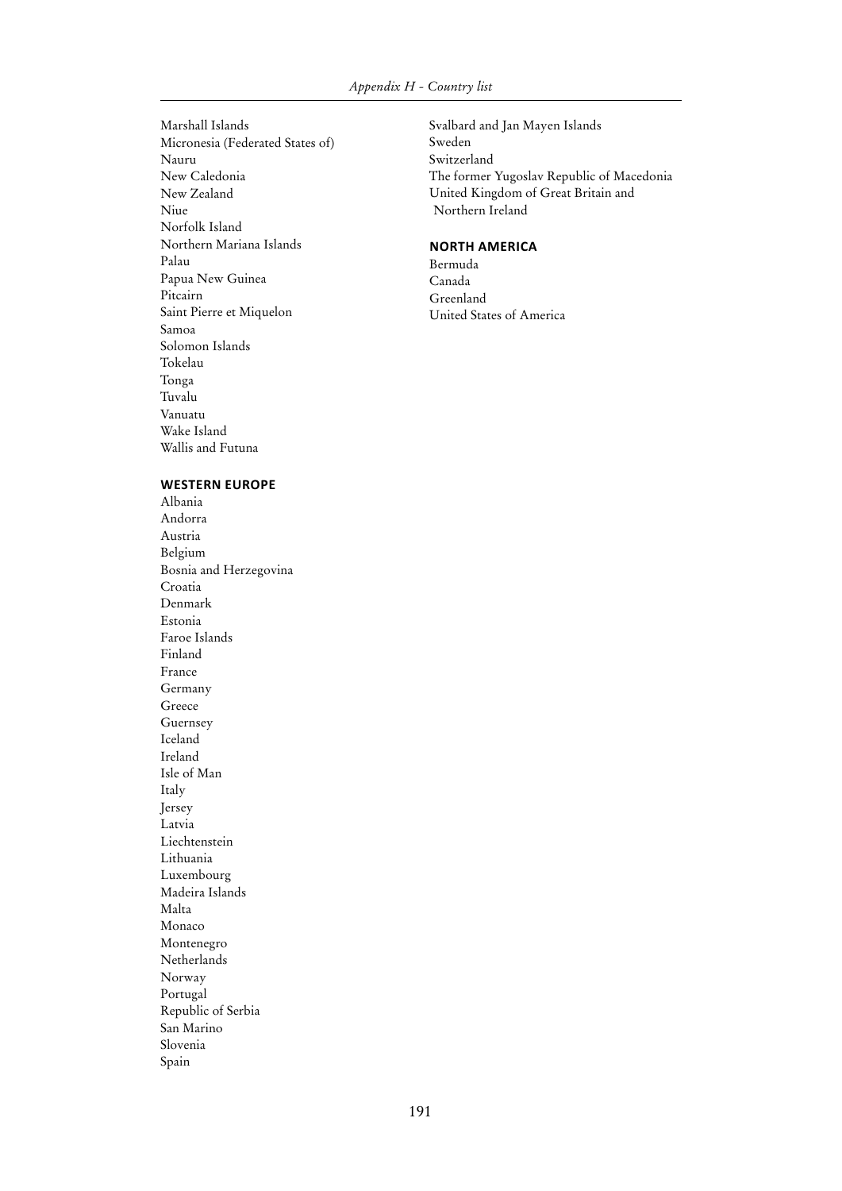Marshall Islands
Micronesia (Federated States of)
Nauru
New Caledonia
New Zealand
Niue
Norfolk Island
Northern Mariana Islands
Palau
Papua New Guinea
Pitcairn
Saint Pierre et Miquelon
Samoa
Solomon Islands
Tokelau
Tonga
Tuvalu
Vanuatu
Wake Island
Wallis and Futuna

**WESTERN EUROPE**

Albania
Andorra
Austria
Belgium
Bosnia and Herzegovina
Croatia
Denmark
Estonia
Faroe Islands
Finland
France
Germany
Greece
Guernsey
Iceland
Ireland
Isle of Man
Italy
Jersey
Latvia
Liechtenstein
Lithuania
Luxembourg
Madeira Islands
Malta
Monaco
Montenegro
Netherlands
Norway
Portugal
Republic of Serbia
San Marino
Slovenia
Spain
Svalbard and Jan Mayen Islands
Sweden
Switzerland
The former Yugoslav Republic of Macedonia
United Kingdom of Great Britain and Northern Ireland

**NORTH AMERICA**

Bermuda
Canada
Greenland
United States of America